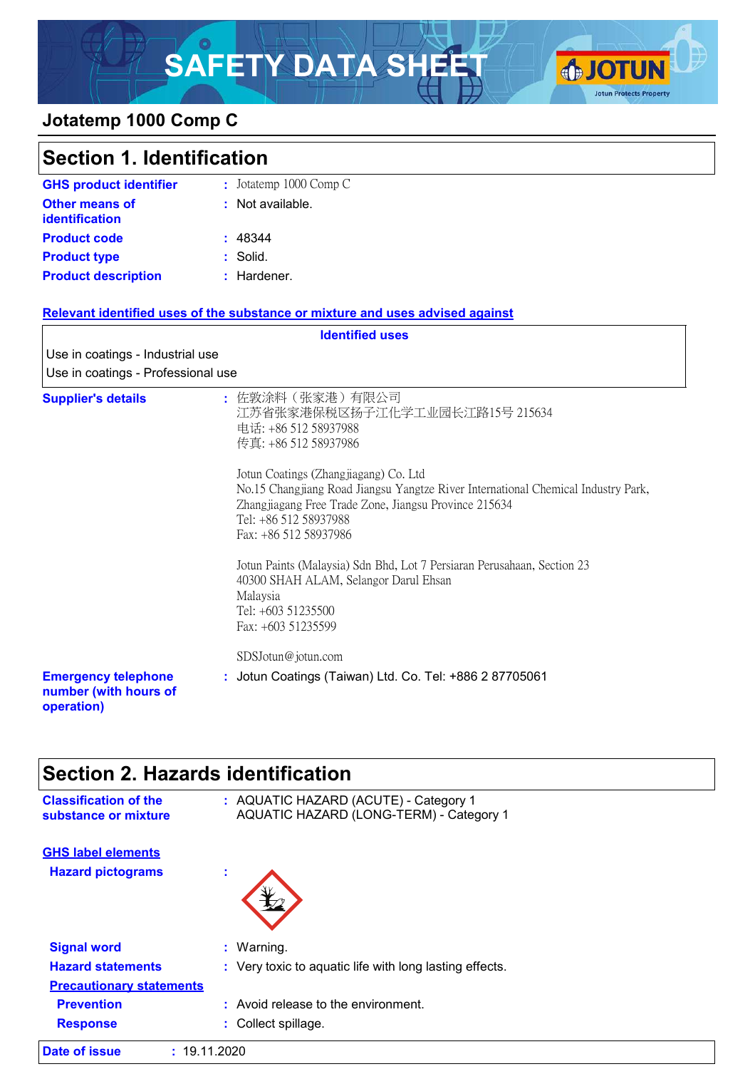# SAFETY DATA SHEET

## Jotatemp 1000 Comp C

## Section 1. Identification

**GHS product identifier** : Jotatemp 1000 Comp C

**Other means of identification** : Not available.

**Product code** : 48344

**Product type** : Solid.

**Product description** : Hardener.

**Relevant identified uses of the substance or mixture and uses advised against**

| Identified uses |
|---|
| Use in coatings - Industrial use |
| Use in coatings - Professional use |

**Supplier's details** :

佐敦涂料（张家港）有限公司
江苏省张家港保税区扬子江化学工业园长江路15号 215634
电话: +86 512 58937988
传真: +86 512 58937986

Jotun Coatings (Zhangjiagang) Co. Ltd
No.15 Changjiang Road Jiangsu Yangtze River International Chemical Industry Park, Zhangjiagang Free Trade Zone, Jiangsu Province 215634
Tel: +86 512 58937988
Fax: +86 512 58937986

Jotun Paints (Malaysia) Sdn Bhd, Lot 7 Persiaran Perusahaan, Section 23
40300 SHAH ALAM, Selangor Darul Ehsan
Malaysia
Tel: +603 51235500
Fax: +603 51235599

SDSJotun@jotun.com

**Emergency telephone number (with hours of operation)** : Jotun Coatings (Taiwan) Ltd. Co. Tel: +886 2 87705061

## Section 2. Hazards identification

**Classification of the substance or mixture** : AQUATIC HAZARD (ACUTE) - Category 1
AQUATIC HAZARD (LONG-TERM) - Category 1

**GHS label elements**

**Hazard pictograms** :

**Signal word** : Warning.

**Hazard statements** : Very toxic to aquatic life with long lasting effects.

**Precautionary statements**

**Prevention** : Avoid release to the environment.

**Response** : Collect spillage.

**Date of issue** : 19.11.2020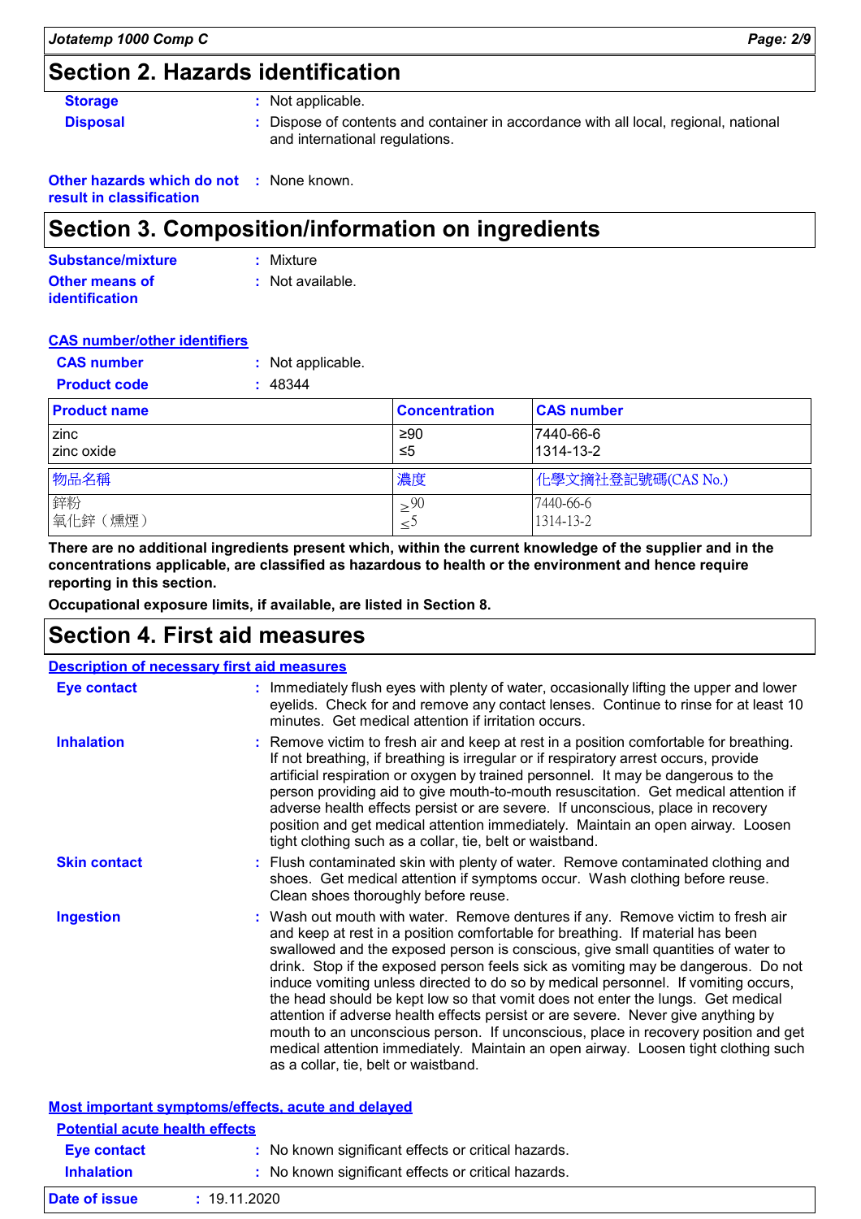## Section 2. Hazards identification

**Storage** : Not applicable.

**Disposal** : Dispose of contents and container in accordance with all local, regional, national and international regulations.

**Other hazards which do not result in classification** : None known.

## Section 3. Composition/information on ingredients

**Substance/mixture** : Mixture

**Other means of identification** : Not available.

**CAS number/other identifiers**

**CAS number** : Not applicable.

**Product code** : 48344

| Product name | Concentration | CAS number |
|---|---|---|
| zinc | ≥90 | 7440-66-6 |
| zinc oxide | ≤5 | 1314-13-2 |

| 物品名稱 | 濃度 | 化學文摘社登記號碼(CAS No.) |
|---|---|---|
| 鋅粉 | ≥90 | 7440-66-6 |
| 氧化鋅（燻煙） | ≤5 | 1314-13-2 |

**There are no additional ingredients present which, within the current knowledge of the supplier and in the concentrations applicable, are classified as hazardous to health or the environment and hence require reporting in this section.**

**Occupational exposure limits, if available, are listed in Section 8.**

## Section 4. First aid measures

**Description of necessary first aid measures**

**Eye contact** : Immediately flush eyes with plenty of water, occasionally lifting the upper and lower eyelids. Check for and remove any contact lenses. Continue to rinse for at least 10 minutes. Get medical attention if irritation occurs.

**Inhalation** : Remove victim to fresh air and keep at rest in a position comfortable for breathing. If not breathing, if breathing is irregular or if respiratory arrest occurs, provide artificial respiration or oxygen by trained personnel. It may be dangerous to the person providing aid to give mouth-to-mouth resuscitation. Get medical attention if adverse health effects persist or are severe. If unconscious, place in recovery position and get medical attention immediately. Maintain an open airway. Loosen tight clothing such as a collar, tie, belt or waistband.

**Skin contact** : Flush contaminated skin with plenty of water. Remove contaminated clothing and shoes. Get medical attention if symptoms occur. Wash clothing before reuse. Clean shoes thoroughly before reuse.

**Ingestion** : Wash out mouth with water. Remove dentures if any. Remove victim to fresh air and keep at rest in a position comfortable for breathing. If material has been swallowed and the exposed person is conscious, give small quantities of water to drink. Stop if the exposed person feels sick as vomiting may be dangerous. Do not induce vomiting unless directed to do so by medical personnel. If vomiting occurs, the head should be kept low so that vomit does not enter the lungs. Get medical attention if adverse health effects persist or are severe. Never give anything by mouth to an unconscious person. If unconscious, place in recovery position and get medical attention immediately. Maintain an open airway. Loosen tight clothing such as a collar, tie, belt or waistband.

**Most important symptoms/effects, acute and delayed**

**Potential acute health effects**

**Eye contact** : No known significant effects or critical hazards.

**Inhalation** : No known significant effects or critical hazards.

**Date of issue** : 19.11.2020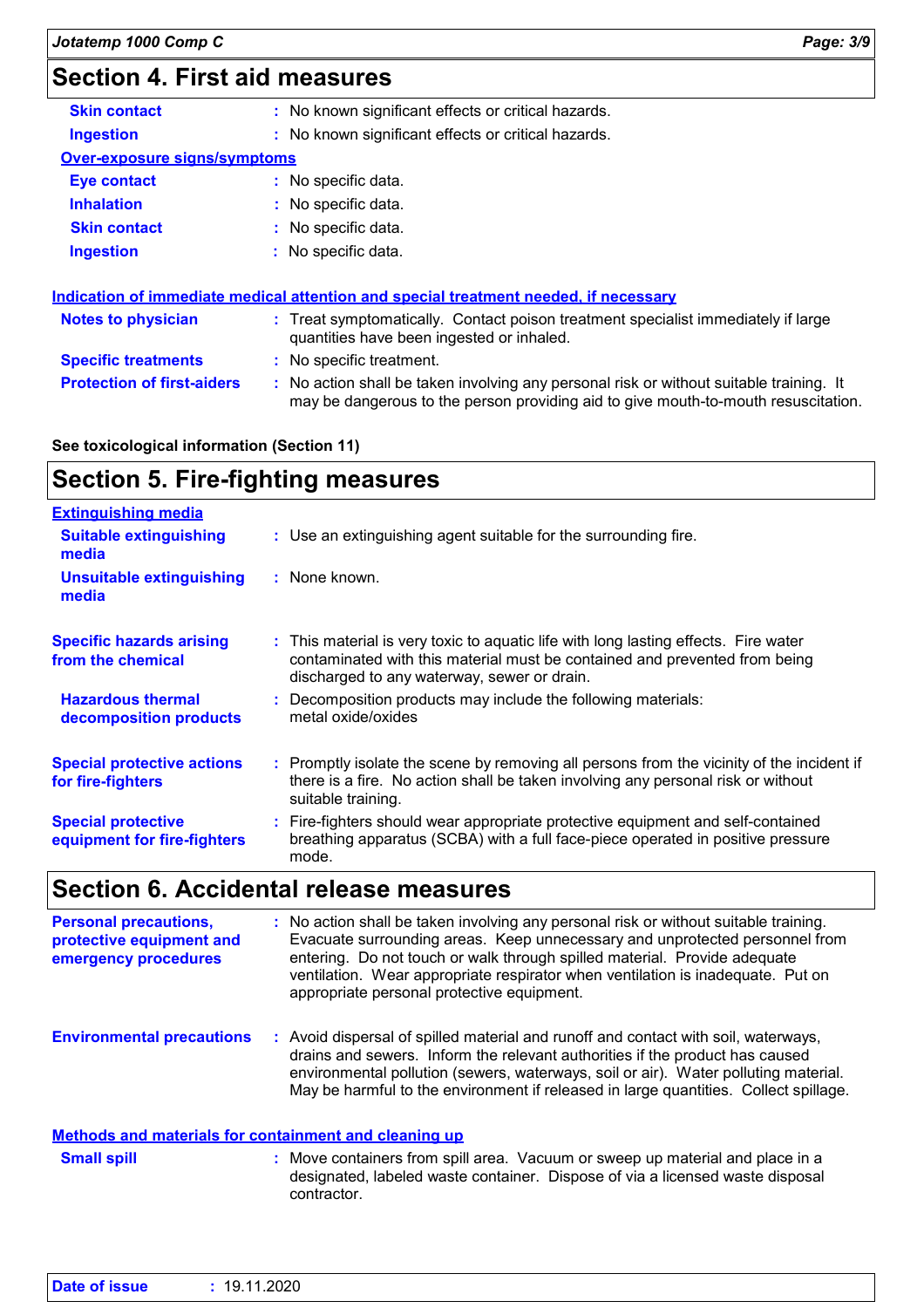## Section 4. First aid measures

| | |
|---|---|
| **Skin contact** | No known significant effects or critical hazards. |
| **Ingestion** | No known significant effects or critical hazards. |

**Over-exposure signs/symptoms**

| | |
|---|---|
| **Eye contact** | No specific data. |
| **Inhalation** | No specific data. |
| **Skin contact** | No specific data. |
| **Ingestion** | No specific data. |

**Indication of immediate medical attention and special treatment needed, if necessary**

| | |
|---|---|
| **Notes to physician** | Treat symptomatically. Contact poison treatment specialist immediately if large quantities have been ingested or inhaled. |
| **Specific treatments** | No specific treatment. |
| **Protection of first-aiders** | No action shall be taken involving any personal risk or without suitable training. It may be dangerous to the person providing aid to give mouth-to-mouth resuscitation. |

**See toxicological information (Section 11)**

## Section 5. Fire-fighting measures

**Extinguishing media**

| | |
|---|---|
| **Suitable extinguishing media** | Use an extinguishing agent suitable for the surrounding fire. |
| **Unsuitable extinguishing media** | None known. |
| **Specific hazards arising from the chemical** | This material is very toxic to aquatic life with long lasting effects. Fire water contaminated with this material must be contained and prevented from being discharged to any waterway, sewer or drain. |
| **Hazardous thermal decomposition products** | Decomposition products may include the following materials: metal oxide/oxides |
| **Special protective actions for fire-fighters** | Promptly isolate the scene by removing all persons from the vicinity of the incident if there is a fire. No action shall be taken involving any personal risk or without suitable training. |
| **Special protective equipment for fire-fighters** | Fire-fighters should wear appropriate protective equipment and self-contained breathing apparatus (SCBA) with a full face-piece operated in positive pressure mode. |

## Section 6. Accidental release measures

| | |
|---|---|
| **Personal precautions, protective equipment and emergency procedures** | No action shall be taken involving any personal risk or without suitable training. Evacuate surrounding areas. Keep unnecessary and unprotected personnel from entering. Do not touch or walk through spilled material. Provide adequate ventilation. Wear appropriate respirator when ventilation is inadequate. Put on appropriate personal protective equipment. |
| **Environmental precautions** | Avoid dispersal of spilled material and runoff and contact with soil, waterways, drains and sewers. Inform the relevant authorities if the product has caused environmental pollution (sewers, waterways, soil or air). Water polluting material. May be harmful to the environment if released in large quantities. Collect spillage. |

**Methods and materials for containment and cleaning up**

| | |
|---|---|
| **Small spill** | Move containers from spill area. Vacuum or sweep up material and place in a designated, labeled waste container. Dispose of via a licensed waste disposal contractor. |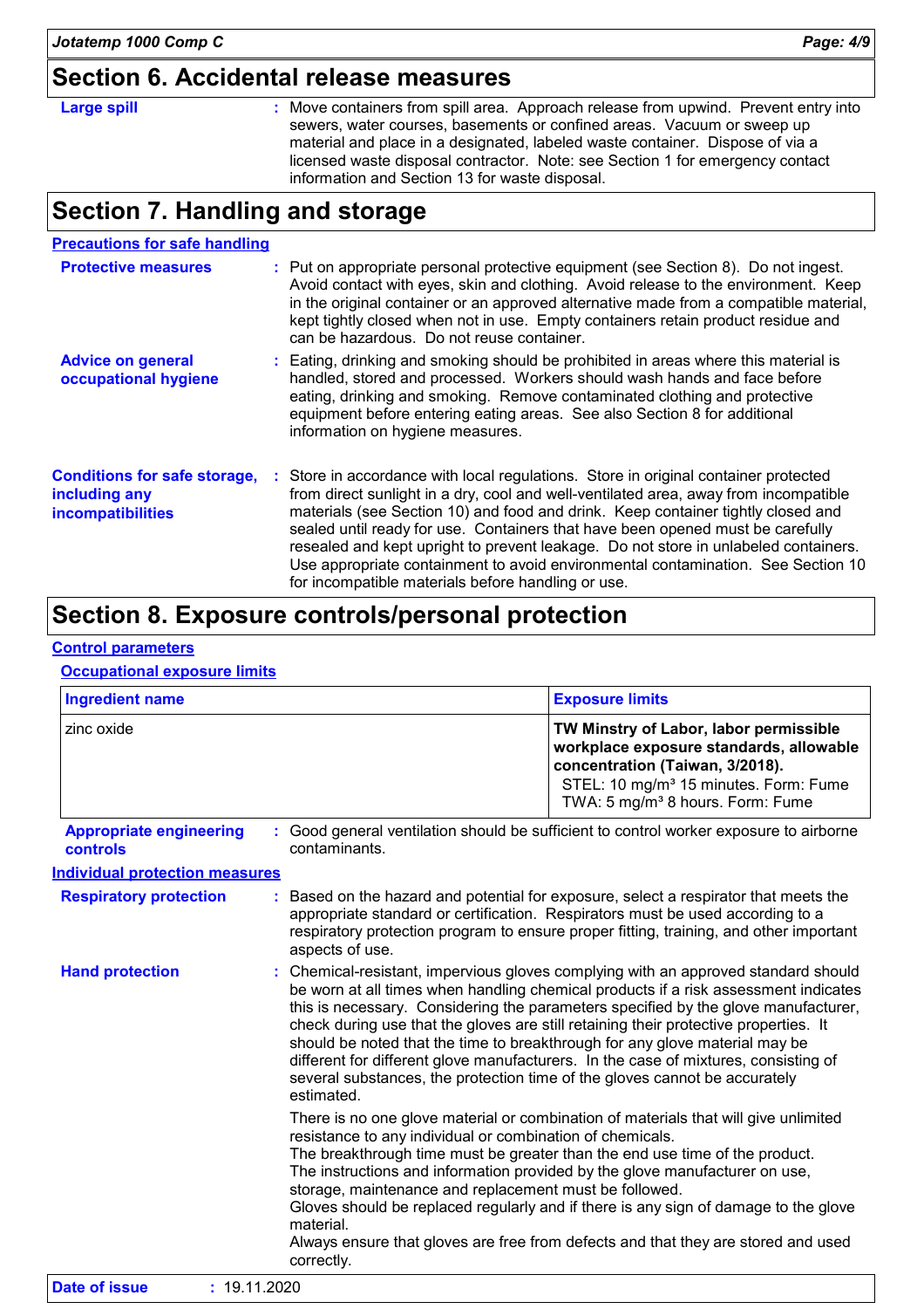## Section 6. Accidental release measures

**Large spill** : Move containers from spill area. Approach release from upwind. Prevent entry into sewers, water courses, basements or confined areas. Vacuum or sweep up material and place in a designated, labeled waste container. Dispose of via a licensed waste disposal contractor. Note: see Section 1 for emergency contact information and Section 13 for waste disposal.

## Section 7. Handling and storage

### Precautions for safe handling

**Protective measures** : Put on appropriate personal protective equipment (see Section 8). Do not ingest. Avoid contact with eyes, skin and clothing. Avoid release to the environment. Keep in the original container or an approved alternative made from a compatible material, kept tightly closed when not in use. Empty containers retain product residue and can be hazardous. Do not reuse container.

**Advice on general occupational hygiene** : Eating, drinking and smoking should be prohibited in areas where this material is handled, stored and processed. Workers should wash hands and face before eating, drinking and smoking. Remove contaminated clothing and protective equipment before entering eating areas. See also Section 8 for additional information on hygiene measures.

**Conditions for safe storage, including any incompatibilities** : Store in accordance with local regulations. Store in original container protected from direct sunlight in a dry, cool and well-ventilated area, away from incompatible materials (see Section 10) and food and drink. Keep container tightly closed and sealed until ready for use. Containers that have been opened must be carefully resealed and kept upright to prevent leakage. Do not store in unlabeled containers. Use appropriate containment to avoid environmental contamination. See Section 10 for incompatible materials before handling or use.

## Section 8. Exposure controls/personal protection

### Control parameters

#### Occupational exposure limits

| Ingredient name | Exposure limits |
|---|---|
| zinc oxide | **TW Minstry of Labor, labor permissible workplace exposure standards, allowable concentration (Taiwan, 3/2018).**<br>STEL: 10 mg/m³ 15 minutes. Form: Fume<br>TWA: 5 mg/m³ 8 hours. Form: Fume |

**Appropriate engineering controls** : Good general ventilation should be sufficient to control worker exposure to airborne contaminants.

### Individual protection measures

**Respiratory protection** : Based on the hazard and potential for exposure, select a respirator that meets the appropriate standard or certification. Respirators must be used according to a respiratory protection program to ensure proper fitting, training, and other important aspects of use.

**Hand protection** : Chemical-resistant, impervious gloves complying with an approved standard should be worn at all times when handling chemical products if a risk assessment indicates this is necessary. Considering the parameters specified by the glove manufacturer, check during use that the gloves are still retaining their protective properties. It should be noted that the time to breakthrough for any glove material may be different for different glove manufacturers. In the case of mixtures, consisting of several substances, the protection time of the gloves cannot be accurately estimated.

There is no one glove material or combination of materials that will give unlimited resistance to any individual or combination of chemicals.
The breakthrough time must be greater than the end use time of the product.
The instructions and information provided by the glove manufacturer on use, storage, maintenance and replacement must be followed.
Gloves should be replaced regularly and if there is any sign of damage to the glove material.
Always ensure that gloves are free from defects and that they are stored and used correctly.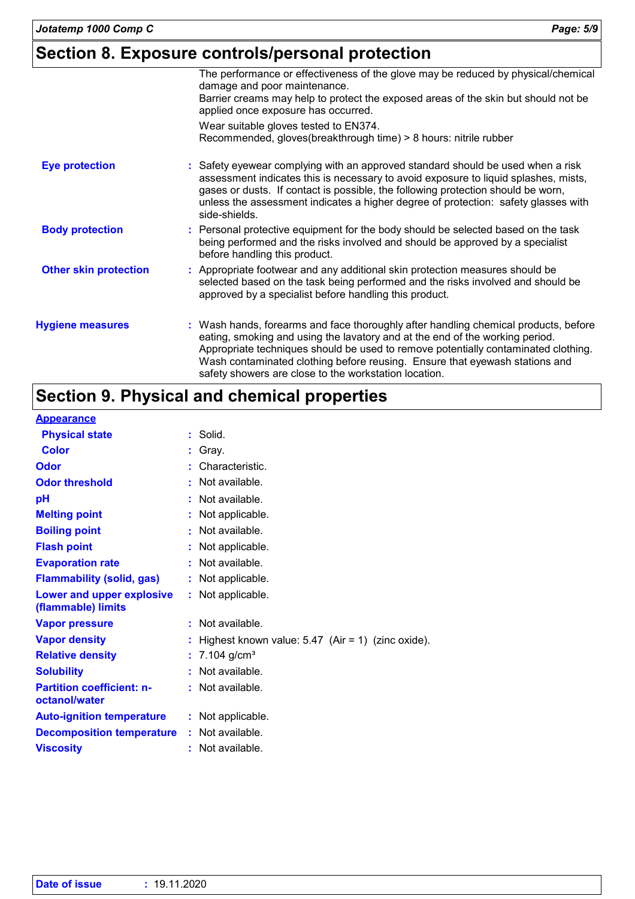## Section 8. Exposure controls/personal protection

The performance or effectiveness of the glove may be reduced by physical/chemical damage and poor maintenance.
Barrier creams may help to protect the exposed areas of the skin but should not be applied once exposure has occurred.

Wear suitable gloves tested to EN374.
Recommended, gloves(breakthrough time) > 8 hours: nitrile rubber

**Eye protection** : Safety eyewear complying with an approved standard should be used when a risk assessment indicates this is necessary to avoid exposure to liquid splashes, mists, gases or dusts. If contact is possible, the following protection should be worn, unless the assessment indicates a higher degree of protection: safety glasses with side-shields.

**Body protection** : Personal protective equipment for the body should be selected based on the task being performed and the risks involved and should be approved by a specialist before handling this product.

**Other skin protection** : Appropriate footwear and any additional skin protection measures should be selected based on the task being performed and the risks involved and should be approved by a specialist before handling this product.

**Hygiene measures** : Wash hands, forearms and face thoroughly after handling chemical products, before eating, smoking and using the lavatory and at the end of the working period. Appropriate techniques should be used to remove potentially contaminated clothing. Wash contaminated clothing before reusing. Ensure that eyewash stations and safety showers are close to the workstation location.

## Section 9. Physical and chemical properties

**Appearance**

| | |
|---|---|
| **Physical state** | : Solid. |
| **Color** | : Gray. |
| **Odor** | : Characteristic. |
| **Odor threshold** | : Not available. |
| **pH** | : Not available. |
| **Melting point** | : Not applicable. |
| **Boiling point** | : Not available. |
| **Flash point** | : Not applicable. |
| **Evaporation rate** | : Not available. |
| **Flammability (solid, gas)** | : Not applicable. |
| **Lower and upper explosive (flammable) limits** | : Not applicable. |
| **Vapor pressure** | : Not available. |
| **Vapor density** | : Highest known value: 5.47 (Air = 1) (zinc oxide). |
| **Relative density** | : 7.104 g/cm³ |
| **Solubility** | : Not available. |
| **Partition coefficient: n-octanol/water** | : Not available. |
| **Auto-ignition temperature** | : Not applicable. |
| **Decomposition temperature** | : Not available. |
| **Viscosity** | : Not available. |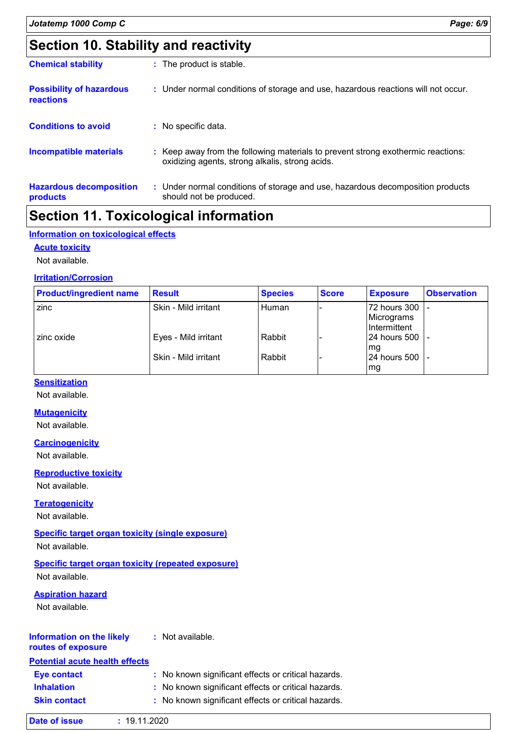# Section 10. Stability and reactivity

**Chemical stability** : The product is stable.

**Possibility of hazardous reactions** : Under normal conditions of storage and use, hazardous reactions will not occur.

**Conditions to avoid** : No specific data.

**Incompatible materials** : Keep away from the following materials to prevent strong exothermic reactions: oxidizing agents, strong alkalis, strong acids.

**Hazardous decomposition products** : Under normal conditions of storage and use, hazardous decomposition products should not be produced.

# Section 11. Toxicological information

## Information on toxicological effects

### Acute toxicity

Not available.

### Irritation/Corrosion

| Product/ingredient name | Result | Species | Score | Exposure | Observation |
|---|---|---|---|---|---|
| zinc | Skin - Mild irritant | Human | - | 72 hours 300 Micrograms Intermittent | - |
| zinc oxide | Eyes - Mild irritant | Rabbit | - | 24 hours 500 mg | - |
| | Skin - Mild irritant | Rabbit | - | 24 hours 500 mg | - |

### Sensitization

Not available.

### Mutagenicity

Not available.

### Carcinogenicity

Not available.

### Reproductive toxicity

Not available.

### Teratogenicity

Not available.

### Specific target organ toxicity (single exposure)

Not available.

### Specific target organ toxicity (repeated exposure)

Not available.

### Aspiration hazard

Not available.

**Information on the likely routes of exposure** : Not available.

## Potential acute health effects

**Eye contact** : No known significant effects or critical hazards.

**Inhalation** : No known significant effects or critical hazards.

**Skin contact** : No known significant effects or critical hazards.

**Date of issue** : 19.11.2020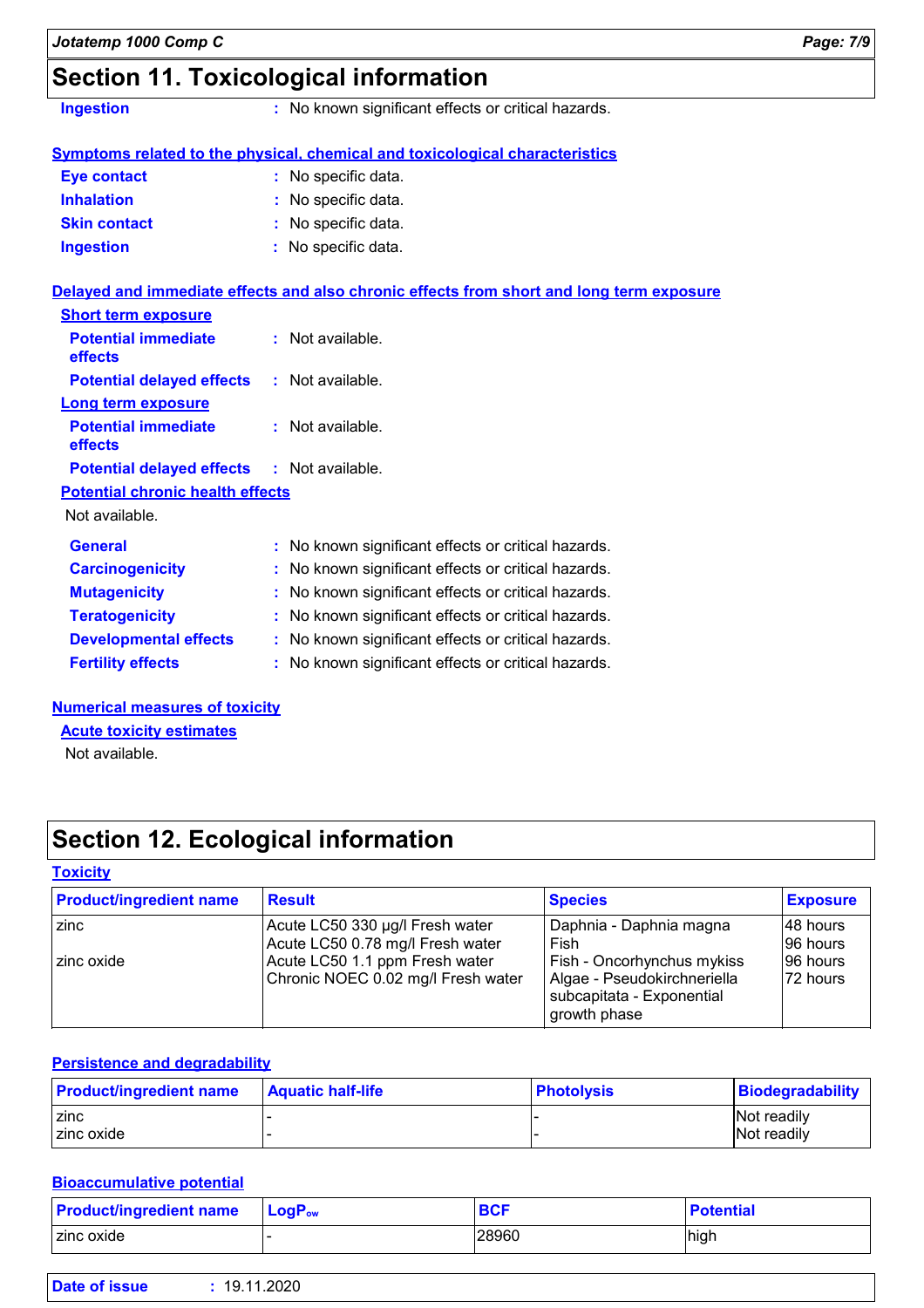## Section 11. Toxicological information

**Ingestion** : No known significant effects or critical hazards.

**Symptoms related to the physical, chemical and toxicological characteristics**

**Eye contact** : No specific data.
**Inhalation** : No specific data.
**Skin contact** : No specific data.
**Ingestion** : No specific data.

**Delayed and immediate effects and also chronic effects from short and long term exposure**

**Short term exposure**

**Potential immediate effects** : Not available.
**Potential delayed effects** : Not available.

**Long term exposure**

**Potential immediate effects** : Not available.
**Potential delayed effects** : Not available.

**Potential chronic health effects**

Not available.

**General** : No known significant effects or critical hazards.
**Carcinogenicity** : No known significant effects or critical hazards.
**Mutagenicity** : No known significant effects or critical hazards.
**Teratogenicity** : No known significant effects or critical hazards.
**Developmental effects** : No known significant effects or critical hazards.
**Fertility effects** : No known significant effects or critical hazards.

**Numerical measures of toxicity**

**Acute toxicity estimates**

Not available.

## Section 12. Ecological information

**Toxicity**

| Product/ingredient name | Result | Species | Exposure |
|---|---|---|---|
| zinc | Acute LC50 330 µg/l Fresh water | Daphnia - Daphnia magna | 48 hours |
| | Acute LC50 0.78 mg/l Fresh water | Fish | 96 hours |
| zinc oxide | Acute LC50 1.1 ppm Fresh water | Fish - Oncorhynchus mykiss | 96 hours |
| | Chronic NOEC 0.02 mg/l Fresh water | Algae - Pseudokirchneriella subcapitata - Exponential growth phase | 72 hours |

**Persistence and degradability**

| Product/ingredient name | Aquatic half-life | Photolysis | Biodegradability |
|---|---|---|---|
| zinc | - | - | Not readily |
| zinc oxide | - | - | Not readily |

**Bioaccumulative potential**

| Product/ingredient name | $LogP_{ow}$ | BCF | Potential |
|---|---|---|---|
| zinc oxide | - | 28960 | high |

**Date of issue** : 19.11.2020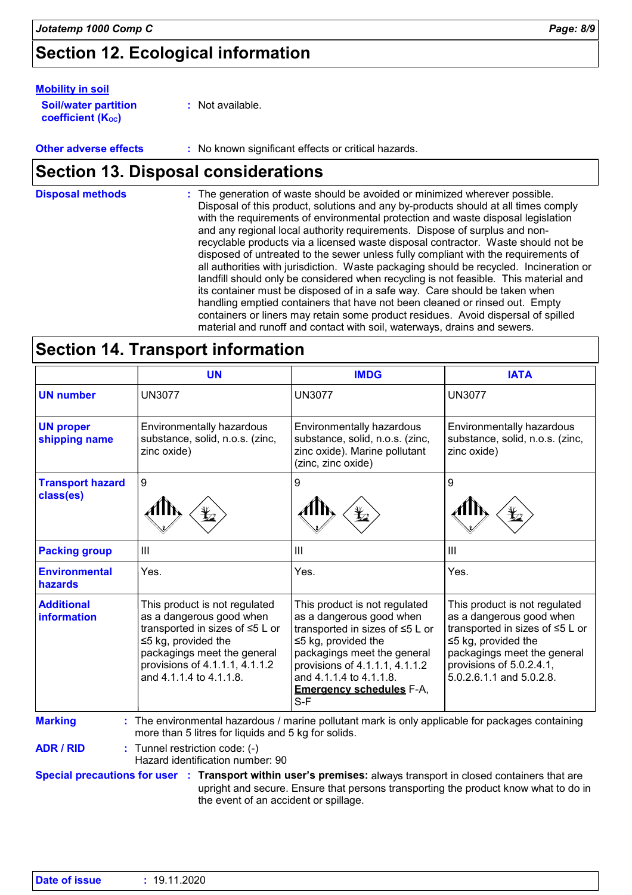## Section 12. Ecological information

**Mobility in soil**

**Soil/water partition coefficient ($K_{OC}$)** : Not available.

**Other adverse effects** : No known significant effects or critical hazards.

## Section 13. Disposal considerations

**Disposal methods** : The generation of waste should be avoided or minimized wherever possible. Disposal of this product, solutions and any by-products should at all times comply with the requirements of environmental protection and waste disposal legislation and any regional local authority requirements. Dispose of surplus and non-recyclable products via a licensed waste disposal contractor. Waste should not be disposed of untreated to the sewer unless fully compliant with the requirements of all authorities with jurisdiction. Waste packaging should be recycled. Incineration or landfill should only be considered when recycling is not feasible. This material and its container must be disposed of in a safe way. Care should be taken when handling emptied containers that have not been cleaned or rinsed out. Empty containers or liners may retain some product residues. Avoid dispersal of spilled material and runoff and contact with soil, waterways, drains and sewers.

## Section 14. Transport information

| | UN | IMDG | IATA |
|---|---|---|---|
| **UN number** | UN3077 | UN3077 | UN3077 |
| **UN proper shipping name** | Environmentally hazardous substance, solid, n.o.s. (zinc, zinc oxide) | Environmentally hazardous substance, solid, n.o.s. (zinc, zinc oxide). Marine pollutant (zinc, zinc oxide) | Environmentally hazardous substance, solid, n.o.s. (zinc, zinc oxide) |
| **Transport hazard class(es)** | 9 | 9 | 9 |
| **Packing group** | III | III | III |
| **Environmental hazards** | Yes. | Yes. | Yes. |
| **Additional information** | This product is not regulated as a dangerous good when transported in sizes of ≤5 L or ≤5 kg, provided the packagings meet the general provisions of 4.1.1.1, 4.1.1.2 and 4.1.1.4 to 4.1.1.8. | This product is not regulated as a dangerous good when transported in sizes of ≤5 L or ≤5 kg, provided the packagings meet the general provisions of 4.1.1.1, 4.1.1.2 and 4.1.1.4 to 4.1.1.8. **Emergency schedules** F-A, S-F | This product is not regulated as a dangerous good when transported in sizes of ≤5 L or ≤5 kg, provided the packagings meet the general provisions of 5.0.2.4.1, 5.0.2.6.1.1 and 5.0.2.8. |

**Marking** : The environmental hazardous / marine pollutant mark is only applicable for packages containing more than 5 litres for liquids and 5 kg for solids.

**ADR / RID** : Tunnel restriction code: (-)
Hazard identification number: 90

**Special precautions for user** : **Transport within user's premises:** always transport in closed containers that are upright and secure. Ensure that persons transporting the product know what to do in the event of an accident or spillage.

**Date of issue** : 19.11.2020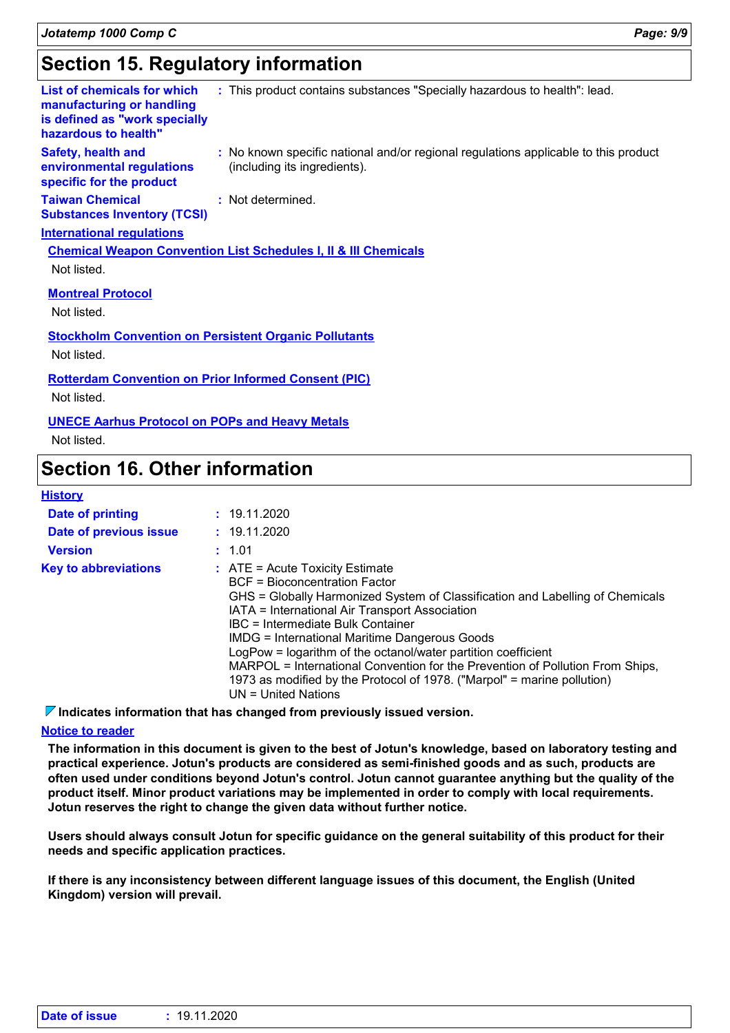## Section 15. Regulatory information

**List of chemicals for which manufacturing or handling is defined as "work specially hazardous to health"** : This product contains substances "Specially hazardous to health": lead.

**Safety, health and environmental regulations specific for the product** : No known specific national and/or regional regulations applicable to this product (including its ingredients).

**Taiwan Chemical Substances Inventory (TCSI)** : Not determined.

**International regulations**

**Chemical Weapon Convention List Schedules I, II & III Chemicals**

Not listed.

**Montreal Protocol**

Not listed.

**Stockholm Convention on Persistent Organic Pollutants**

Not listed.

**Rotterdam Convention on Prior Informed Consent (PIC)**

Not listed.

**UNECE Aarhus Protocol on POPs and Heavy Metals**

Not listed.

## Section 16. Other information

**History**

**Date of printing** : 19.11.2020

**Date of previous issue** : 19.11.2020

**Version** : 1.01

**Key to abbreviations** :
ATE = Acute Toxicity Estimate
BCF = Bioconcentration Factor
GHS = Globally Harmonized System of Classification and Labelling of Chemicals
IATA = International Air Transport Association
IBC = Intermediate Bulk Container
IMDG = International Maritime Dangerous Goods
LogPow = logarithm of the octanol/water partition coefficient
MARPOL = International Convention for the Prevention of Pollution From Ships, 1973 as modified by the Protocol of 1978. ("Marpol" = marine pollution)
UN = United Nations

**Indicates information that has changed from previously issued version.**

**Notice to reader**

**The information in this document is given to the best of Jotun's knowledge, based on laboratory testing and practical experience. Jotun's products are considered as semi-finished goods and as such, products are often used under conditions beyond Jotun's control. Jotun cannot guarantee anything but the quality of the product itself. Minor product variations may be implemented in order to comply with local requirements. Jotun reserves the right to change the given data without further notice.**

**Users should always consult Jotun for specific guidance on the general suitability of this product for their needs and specific application practices.**

**If there is any inconsistency between different language issues of this document, the English (United Kingdom) version will prevail.**